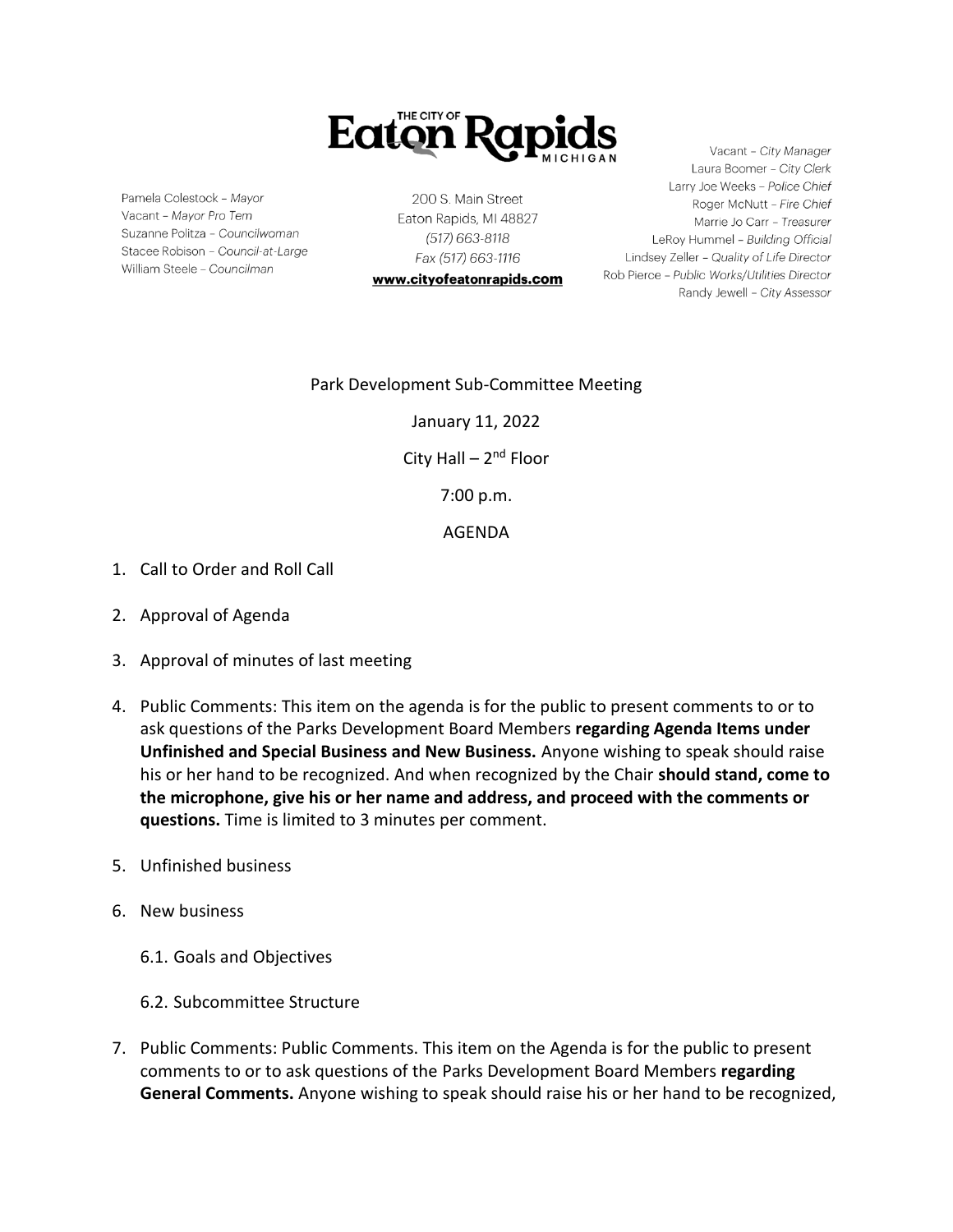THE CITY OF **Eaton Rapids** MICHIGAN

Pamela Colestock – *Mayor*
Vacant – *Mayor Pro Tem*
Suzanne Politza – *Councilwoman*
Stacee Robison – *Council-at-Large*
William Steele – *Councilman*

200 S. Main Street
Eaton Rapids, MI 48827
*(517) 663-8118*
*Fax (517) 663-1116*
**www.cityofeatonrapids.com**

Vacant – *City Manager*
Laura Boomer – *City Clerk*
Larry Joe Weeks – *Police Chief*
Roger McNutt – *Fire Chief*
Marrie Jo Carr – *Treasurer*
LeRoy Hummel – *Building Official*
Lindsey Zeller – *Quality of Life Director*
Rob Pierce – *Public Works/Utilities Director*
Randy Jewell – *City Assessor*

Park Development Sub-Committee Meeting

January 11, 2022

City Hall – 2nd Floor

7:00 p.m.

AGENDA

1. Call to Order and Roll Call
2. Approval of Agenda
3. Approval of minutes of last meeting
4. Public Comments: This item on the agenda is for the public to present comments to or to ask questions of the Parks Development Board Members **regarding Agenda Items under Unfinished and Special Business and New Business.** Anyone wishing to speak should raise his or her hand to be recognized. And when recognized by the Chair **should stand, come to the microphone, give his or her name and address, and proceed with the comments or questions.** Time is limited to 3 minutes per comment.
5. Unfinished business
6. New business
   6.1. Goals and Objectives
   6.2. Subcommittee Structure
7. Public Comments: Public Comments. This item on the Agenda is for the public to present comments to or to ask questions of the Parks Development Board Members **regarding General Comments.** Anyone wishing to speak should raise his or her hand to be recognized,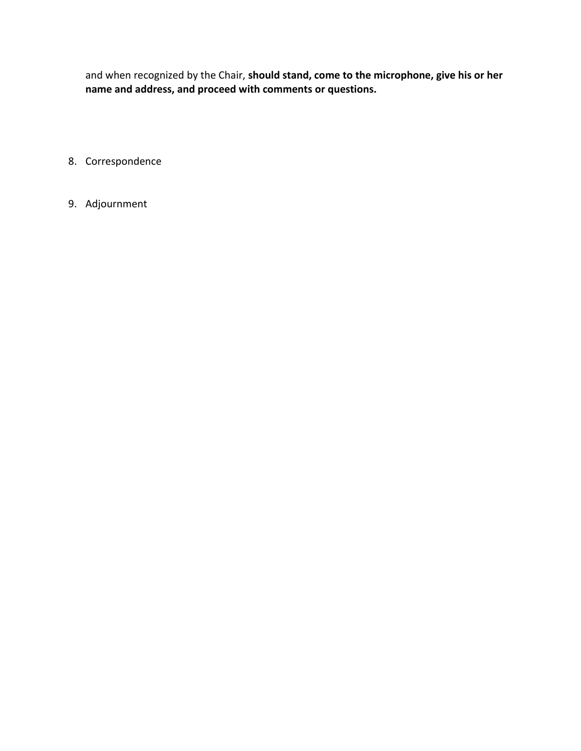and when recognized by the Chair, **should stand, come to the microphone, give his or her name and address, and proceed with comments or questions.**

8. Correspondence

9. Adjournment